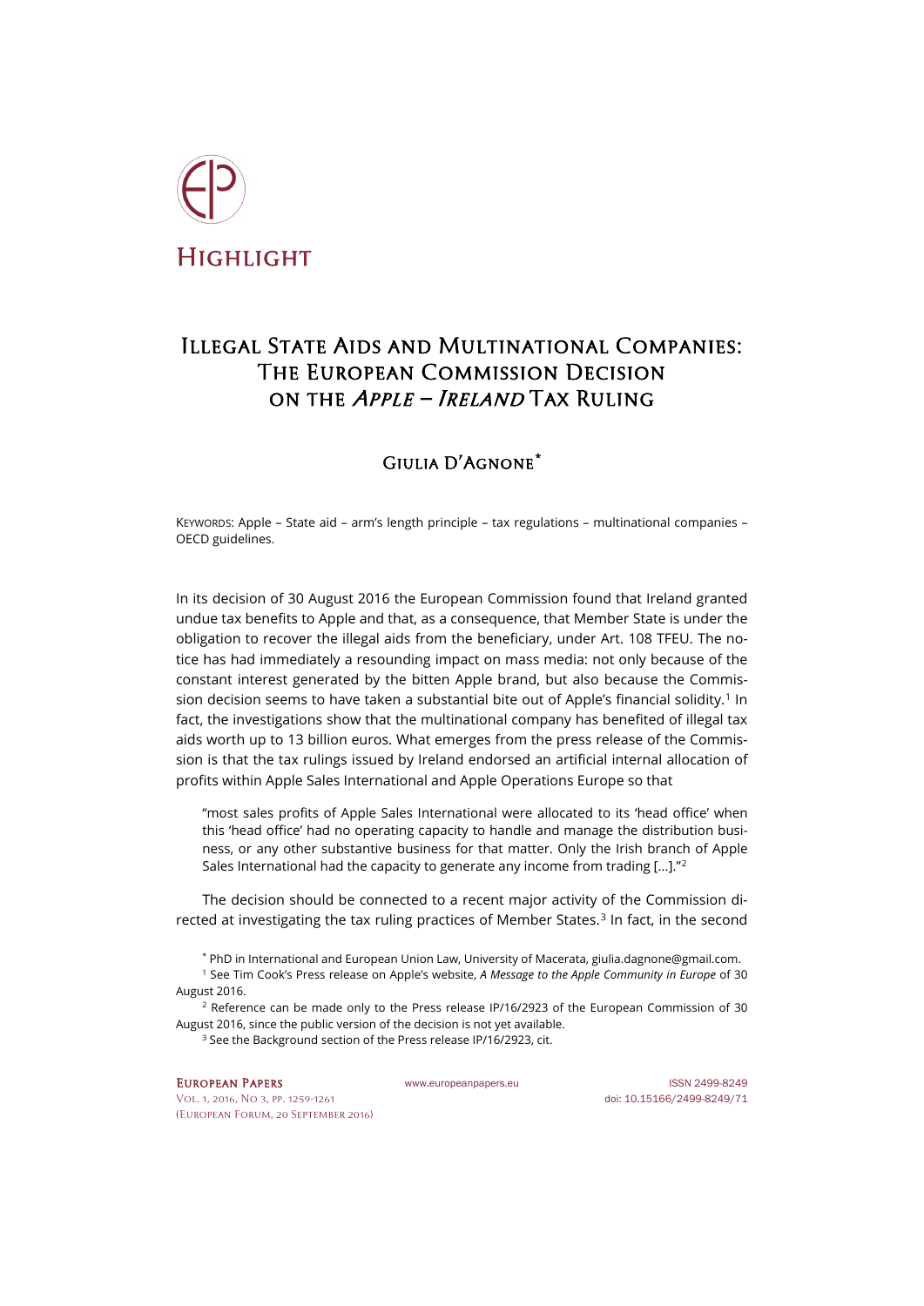# Highlight

# Illegal State Aids and Multinational Companies: The European Commission Decision on the *Apple – Ireland* Tax Ruling

## Giulia D'Agnone*

Keywords: Apple – State aid – arm's length principle – tax regulations – multinational companies – OECD guidelines.

In its decision of 30 August 2016 the European Commission found that Ireland granted undue tax benefits to Apple and that, as a consequence, that Member State is under the obligation to recover the illegal aids from the beneficiary, under Art. 108 TFEU. The notice has had immediately a resounding impact on mass media: not only because of the constant interest generated by the bitten Apple brand, but also because the Commission decision seems to have taken a substantial bite out of Apple's financial solidity.[1] In fact, the investigations show that the multinational company has benefited of illegal tax aids worth up to 13 billion euros. What emerges from the press release of the Commission is that the tax rulings issued by Ireland endorsed an artificial internal allocation of profits within Apple Sales International and Apple Operations Europe so that

> "most sales profits of Apple Sales International were allocated to its 'head office' when this 'head office' had no operating capacity to handle and manage the distribution business, or any other substantive business for that matter. Only the Irish branch of Apple Sales International had the capacity to generate any income from trading […]."[2]

The decision should be connected to a recent major activity of the Commission directed at investigating the tax ruling practices of Member States.[3] In fact, in the second

---

\* PhD in International and European Union Law, University of Macerata, giulia.dagnone@gmail.com.

[1] See Tim Cook's Press release on Apple's website, *A Message to the Apple Community in Europe* of 30 August 2016.

[2] Reference can be made only to the Press release IP/16/2923 of the European Commission of 30 August 2016, since the public version of the decision is not yet available.

[3] See the Background section of the Press release IP/16/2923, cit.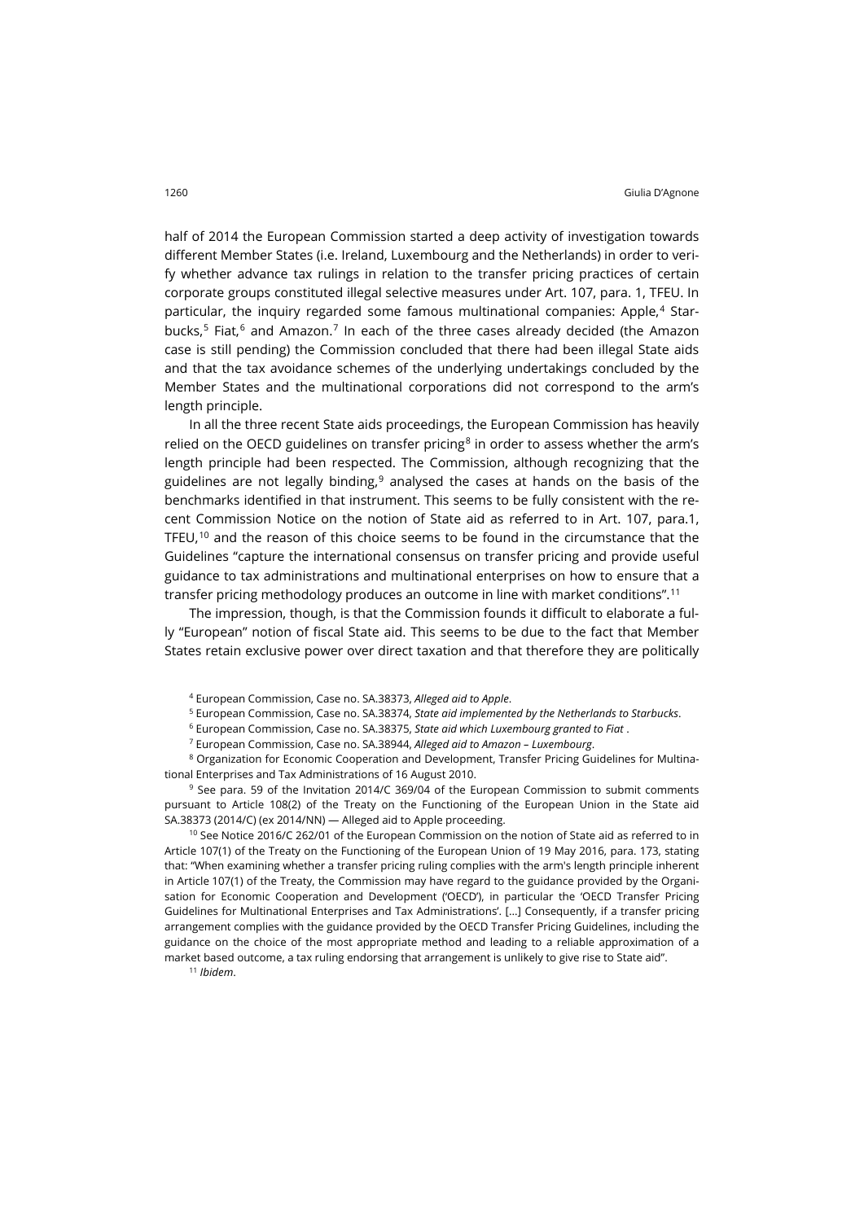half of 2014 the European Commission started a deep activity of investigation towards different Member States (i.e. Ireland, Luxembourg and the Netherlands) in order to verify whether advance tax rulings in relation to the transfer pricing practices of certain corporate groups constituted illegal selective measures under Art. 107, para. 1, TFEU. In particular, the inquiry regarded some famous multinational companies: Apple,[4] Starbucks,[5] Fiat,[6] and Amazon.[7] In each of the three cases already decided (the Amazon case is still pending) the Commission concluded that there had been illegal State aids and that the tax avoidance schemes of the underlying undertakings concluded by the Member States and the multinational corporations did not correspond to the arm's length principle.

In all the three recent State aids proceedings, the European Commission has heavily relied on the OECD guidelines on transfer pricing[8] in order to assess whether the arm's length principle had been respected. The Commission, although recognizing that the guidelines are not legally binding,[9] analysed the cases at hands on the basis of the benchmarks identified in that instrument. This seems to be fully consistent with the recent Commission Notice on the notion of State aid as referred to in Art. 107, para.1, TFEU,[10] and the reason of this choice seems to be found in the circumstance that the Guidelines "capture the international consensus on transfer pricing and provide useful guidance to tax administrations and multinational enterprises on how to ensure that a transfer pricing methodology produces an outcome in line with market conditions".[11]

The impression, though, is that the Commission founds it difficult to elaborate a fully "European" notion of fiscal State aid. This seems to be due to the fact that Member States retain exclusive power over direct taxation and that therefore they are politically

[4] European Commission, Case no. SA.38373, *Alleged aid to Apple*.

[5] European Commission, Case no. SA.38374, *State aid implemented by the Netherlands to Starbucks*.

[6] European Commission, Case no. SA.38375, *State aid which Luxembourg granted to Fiat* .

[7] European Commission, Case no. SA.38944, *Alleged aid to Amazon – Luxembourg*.

[8] Organization for Economic Cooperation and Development, Transfer Pricing Guidelines for Multinational Enterprises and Tax Administrations of 16 August 2010.

[9] See para. 59 of the Invitation 2014/C 369/04 of the European Commission to submit comments pursuant to Article 108(2) of the Treaty on the Functioning of the European Union in the State aid SA.38373 (2014/C) (ex 2014/NN) — Alleged aid to Apple proceeding.

[10] See Notice 2016/C 262/01 of the European Commission on the notion of State aid as referred to in Article 107(1) of the Treaty on the Functioning of the European Union of 19 May 2016, para. 173, stating that: "When examining whether a transfer pricing ruling complies with the arm's length principle inherent in Article 107(1) of the Treaty, the Commission may have regard to the guidance provided by the Organisation for Economic Cooperation and Development ('OECD'), in particular the 'OECD Transfer Pricing Guidelines for Multinational Enterprises and Tax Administrations'. [...] Consequently, if a transfer pricing arrangement complies with the guidance provided by the OECD Transfer Pricing Guidelines, including the guidance on the choice of the most appropriate method and leading to a reliable approximation of a market based outcome, a tax ruling endorsing that arrangement is unlikely to give rise to State aid".

[11] *Ibidem*.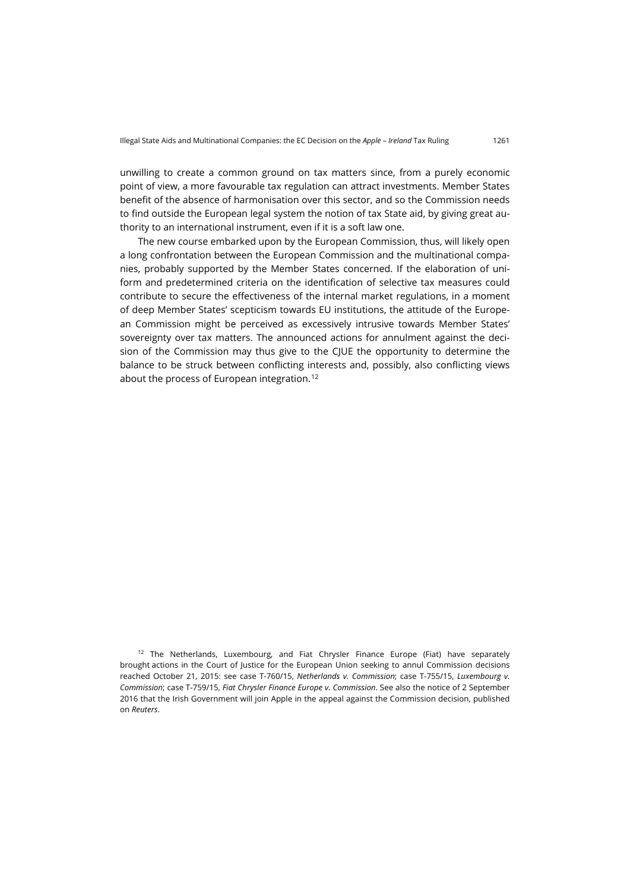unwilling to create a common ground on tax matters since, from a purely economic point of view, a more favourable tax regulation can attract investments. Member States benefit of the absence of harmonisation over this sector, and so the Commission needs to find outside the European legal system the notion of tax State aid, by giving great authority to an international instrument, even if it is a soft law one.

The new course embarked upon by the European Commission, thus, will likely open a long confrontation between the European Commission and the multinational companies, probably supported by the Member States concerned. If the elaboration of uniform and predetermined criteria on the identification of selective tax measures could contribute to secure the effectiveness of the internal market regulations, in a moment of deep Member States' scepticism towards EU institutions, the attitude of the European Commission might be perceived as excessively intrusive towards Member States' sovereignty over tax matters. The announced actions for annulment against the decision of the Commission may thus give to the CJUE the opportunity to determine the balance to be struck between conflicting interests and, possibly, also conflicting views about the process of European integration.[12]

[12] The Netherlands, Luxembourg, and Fiat Chrysler Finance Europe (Fiat) have separately brought actions in the Court of Justice for the European Union seeking to annul Commission decisions reached October 21, 2015: see case T-760/15, *Netherlands v. Commission*; case T-755/15, *Luxembourg v. Commission*; case T-759/15, *Fiat Chrysler Finance Europe v. Commission*. See also the notice of 2 September 2016 that the Irish Government will join Apple in the appeal against the Commission decision, published on *Reuters*.